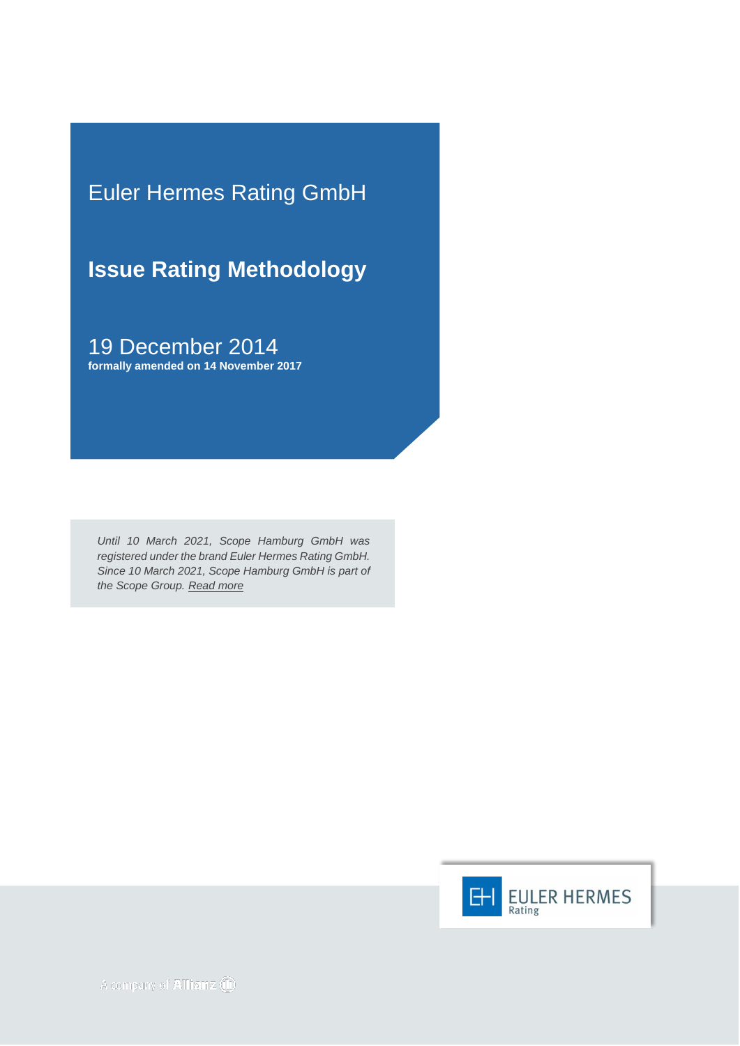Euler Hermes Rating GmbH

# Issue Rating Methodology

19 December 2014

**formally amended on 14 November 2017**

*Until 10 March 2021, Scope Hamburg GmbH was registered under the brand Euler Hermes Rating GmbH. Since 10 March 2021, Scope Hamburg GmbH is part of the Scope Group. Read more*

EULER HERMES Rating

A company of Allianz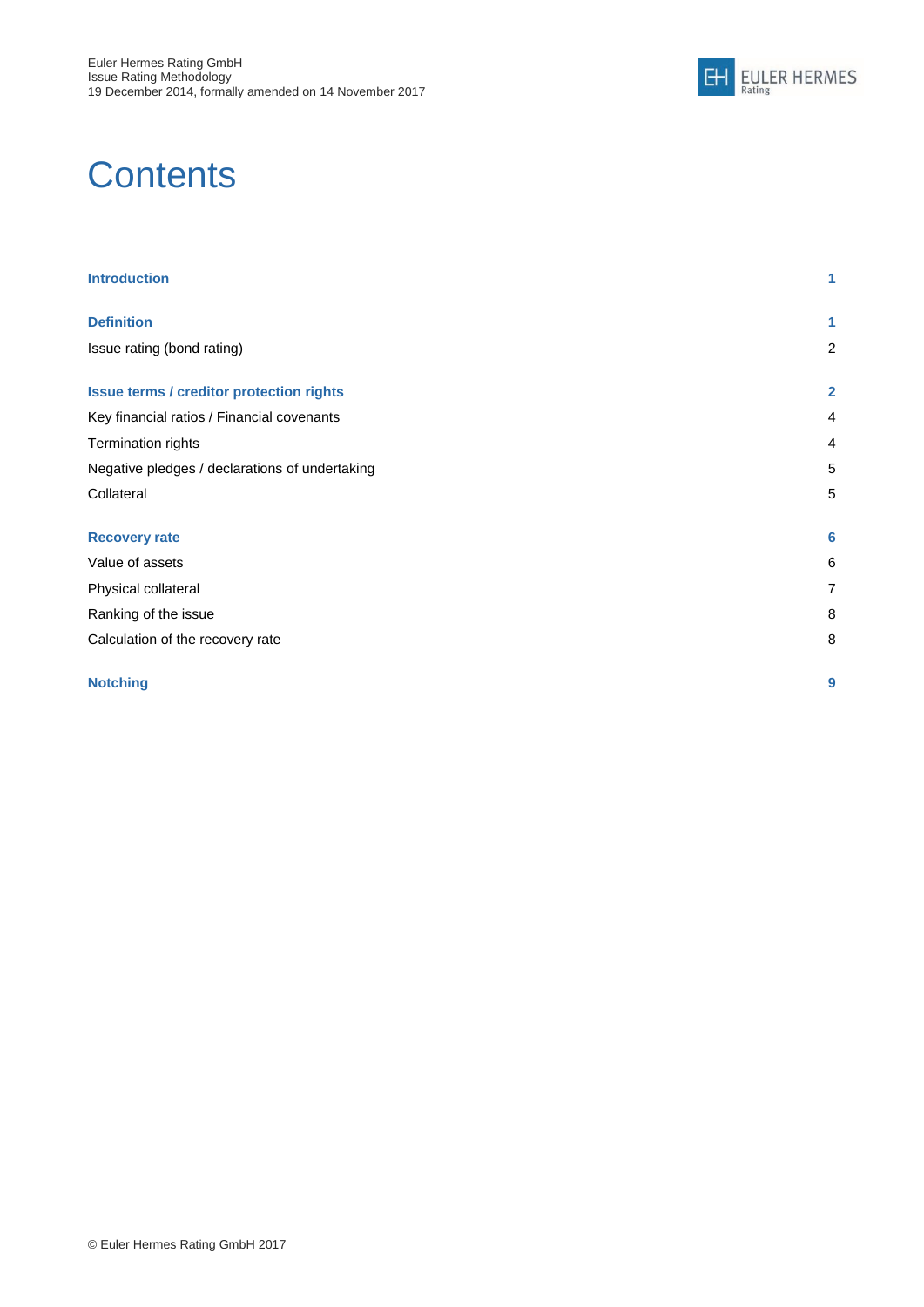# Contents

| | |
|---|---|
| **Introduction** | **1** |
| **Definition** | **1** |
| Issue rating (bond rating) | 2 |
| **Issue terms / creditor protection rights** | **2** |
| Key financial ratios / Financial covenants | 4 |
| Termination rights | 4 |
| Negative pledges / declarations of undertaking | 5 |
| Collateral | 5 |
| **Recovery rate** | **6** |
| Value of assets | 6 |
| Physical collateral | 7 |
| Ranking of the issue | 8 |
| Calculation of the recovery rate | 8 |
| **Notching** | **9** |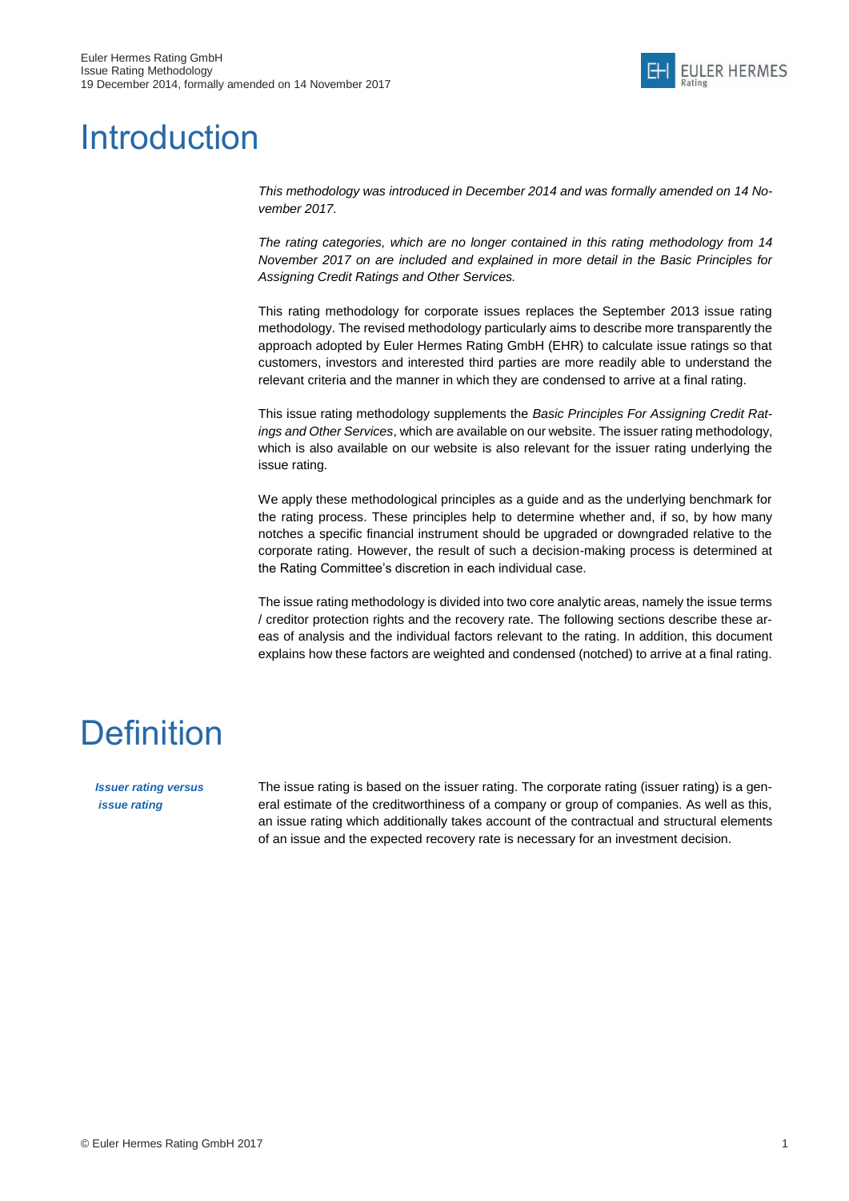# Introduction

*This methodology was introduced in December 2014 and was formally amended on 14 November 2017.*

*The rating categories, which are no longer contained in this rating methodology from 14 November 2017 on are included and explained in more detail in the Basic Principles for Assigning Credit Ratings and Other Services.*

This rating methodology for corporate issues replaces the September 2013 issue rating methodology. The revised methodology particularly aims to describe more transparently the approach adopted by Euler Hermes Rating GmbH (EHR) to calculate issue ratings so that customers, investors and interested third parties are more readily able to understand the relevant criteria and the manner in which they are condensed to arrive at a final rating.

This issue rating methodology supplements the *Basic Principles For Assigning Credit Ratings and Other Services*, which are available on our website. The issuer rating methodology, which is also available on our website is also relevant for the issuer rating underlying the issue rating.

We apply these methodological principles as a guide and as the underlying benchmark for the rating process. These principles help to determine whether and, if so, by how many notches a specific financial instrument should be upgraded or downgraded relative to the corporate rating. However, the result of such a decision-making process is determined at the Rating Committee's discretion in each individual case.

The issue rating methodology is divided into two core analytic areas, namely the issue terms / creditor protection rights and the recovery rate. The following sections describe these areas of analysis and the individual factors relevant to the rating. In addition, this document explains how these factors are weighted and condensed (notched) to arrive at a final rating.

# Definition

***Issuer rating versus issue rating***

The issue rating is based on the issuer rating. The corporate rating (issuer rating) is a general estimate of the creditworthiness of a company or group of companies. As well as this, an issue rating which additionally takes account of the contractual and structural elements of an issue and the expected recovery rate is necessary for an investment decision.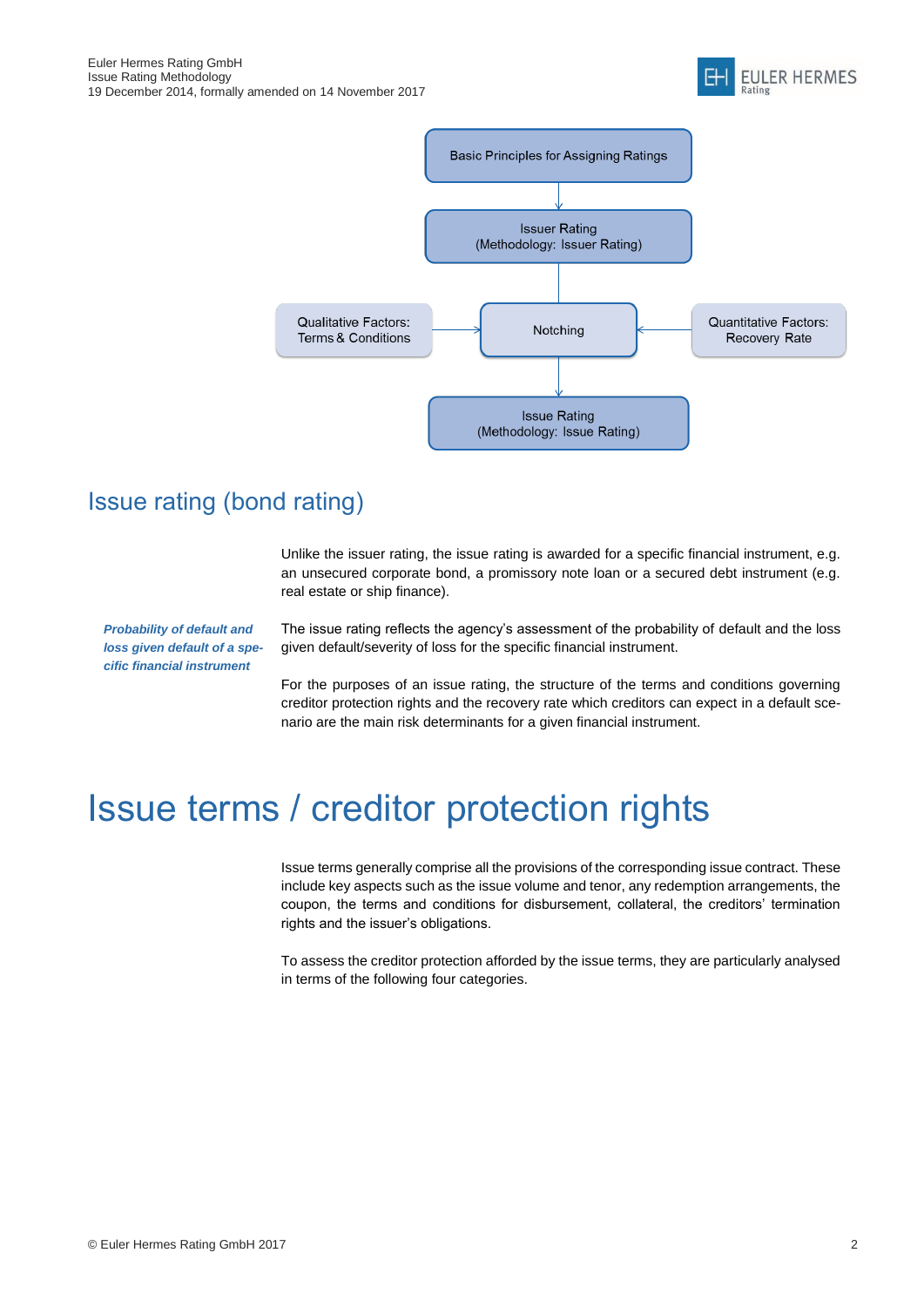Basic Principles for Assigning Ratings

Issuer Rating
(Methodology: Issuer Rating)

Qualitative Factors:
Terms & Conditions

Notching

Quantitative Factors:
Recovery Rate

Issue Rating
(Methodology: Issue Rating)

## Issue rating (bond rating)

Unlike the issuer rating, the issue rating is awarded for a specific financial instrument, e.g. an unsecured corporate bond, a promissory note loan or a secured debt instrument (e.g. real estate or ship finance).

***Probability of default and loss given default of a specific financial instrument***

The issue rating reflects the agency's assessment of the probability of default and the loss given default/severity of loss for the specific financial instrument.

For the purposes of an issue rating, the structure of the terms and conditions governing creditor protection rights and the recovery rate which creditors can expect in a default scenario are the main risk determinants for a given financial instrument.

# Issue terms / creditor protection rights

Issue terms generally comprise all the provisions of the corresponding issue contract. These include key aspects such as the issue volume and tenor, any redemption arrangements, the coupon, the terms and conditions for disbursement, collateral, the creditors' termination rights and the issuer's obligations.

To assess the creditor protection afforded by the issue terms, they are particularly analysed in terms of the following four categories.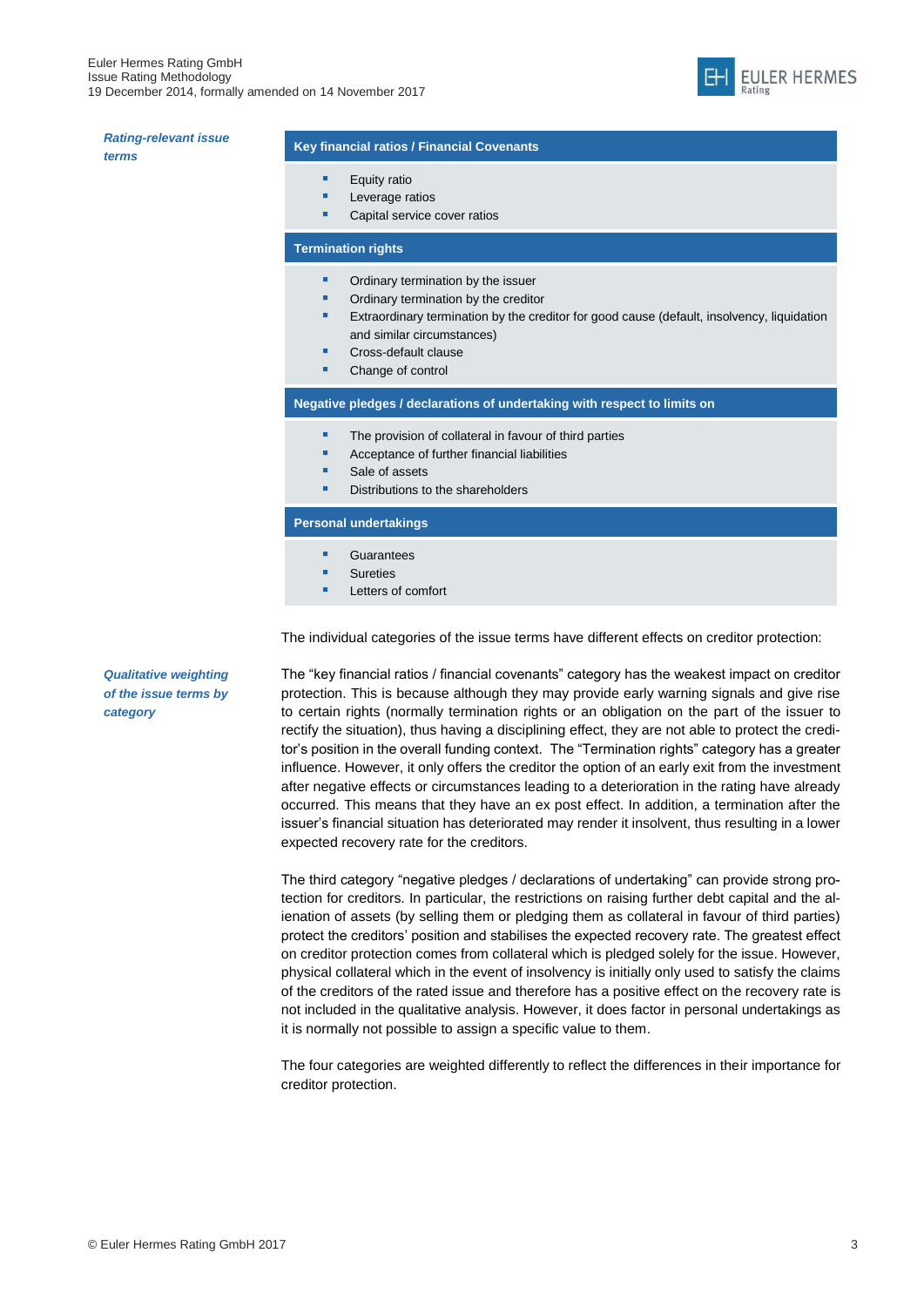*Rating-relevant issue terms*

| Key financial ratios / Financial Covenants |
| --- |
| ▪ Equity ratio<br>▪ Leverage ratios<br>▪ Capital service cover ratios |
| **Termination rights** |
| ▪ Ordinary termination by the issuer<br>▪ Ordinary termination by the creditor<br>▪ Extraordinary termination by the creditor for good cause (default, insolvency, liquidation and similar circumstances)<br>▪ Cross-default clause<br>▪ Change of control |
| **Negative pledges / declarations of undertaking with respect to limits on** |
| ▪ The provision of collateral in favour of third parties<br>▪ Acceptance of further financial liabilities<br>▪ Sale of assets<br>▪ Distributions to the shareholders |
| **Personal undertakings** |
| ▪ Guarantees<br>▪ Sureties<br>▪ Letters of comfort |

The individual categories of the issue terms have different effects on creditor protection:

*Qualitative weighting of the issue terms by category*

The "key financial ratios / financial covenants" category has the weakest impact on creditor protection. This is because although they may provide early warning signals and give rise to certain rights (normally termination rights or an obligation on the part of the issuer to rectify the situation), thus having a disciplining effect, they are not able to protect the creditor's position in the overall funding context. The "Termination rights" category has a greater influence. However, it only offers the creditor the option of an early exit from the investment after negative effects or circumstances leading to a deterioration in the rating have already occurred. This means that they have an ex post effect. In addition, a termination after the issuer's financial situation has deteriorated may render it insolvent, thus resulting in a lower expected recovery rate for the creditors.

The third category "negative pledges / declarations of undertaking" can provide strong protection for creditors. In particular, the restrictions on raising further debt capital and the alienation of assets (by selling them or pledging them as collateral in favour of third parties) protect the creditors' position and stabilises the expected recovery rate. The greatest effect on creditor protection comes from collateral which is pledged solely for the issue. However, physical collateral which in the event of insolvency is initially only used to satisfy the claims of the creditors of the rated issue and therefore has a positive effect on the recovery rate is not included in the qualitative analysis. However, it does factor in personal undertakings as it is normally not possible to assign a specific value to them.

The four categories are weighted differently to reflect the differences in their importance for creditor protection.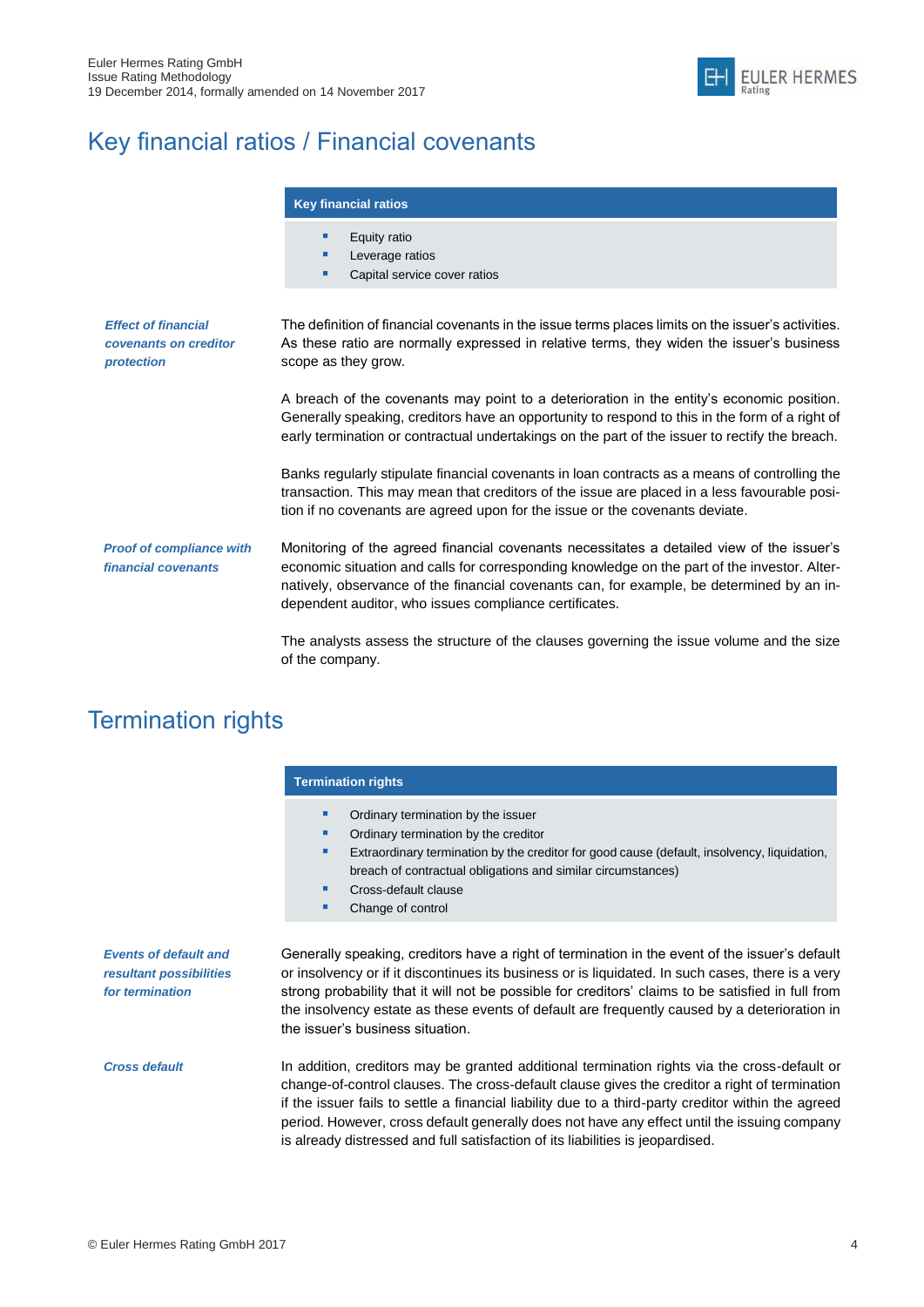# Key financial ratios / Financial covenants

**Key financial ratios**

- Equity ratio
- Leverage ratios
- Capital service cover ratios

***Effect of financial covenants on creditor protection***

The definition of financial covenants in the issue terms places limits on the issuer's activities. As these ratio are normally expressed in relative terms, they widen the issuer's business scope as they grow.

A breach of the covenants may point to a deterioration in the entity's economic position. Generally speaking, creditors have an opportunity to respond to this in the form of a right of early termination or contractual undertakings on the part of the issuer to rectify the breach.

Banks regularly stipulate financial covenants in loan contracts as a means of controlling the transaction. This may mean that creditors of the issue are placed in a less favourable position if no covenants are agreed upon for the issue or the covenants deviate.

***Proof of compliance with financial covenants***

Monitoring of the agreed financial covenants necessitates a detailed view of the issuer's economic situation and calls for corresponding knowledge on the part of the investor. Alternatively, observance of the financial covenants can, for example, be determined by an independent auditor, who issues compliance certificates.

The analysts assess the structure of the clauses governing the issue volume and the size of the company.

# Termination rights

**Termination rights**

- Ordinary termination by the issuer
- Ordinary termination by the creditor
- Extraordinary termination by the creditor for good cause (default, insolvency, liquidation, breach of contractual obligations and similar circumstances)
- Cross-default clause
- Change of control

***Events of default and resultant possibilities for termination***

Generally speaking, creditors have a right of termination in the event of the issuer's default or insolvency or if it discontinues its business or is liquidated. In such cases, there is a very strong probability that it will not be possible for creditors' claims to be satisfied in full from the insolvency estate as these events of default are frequently caused by a deterioration in the issuer's business situation.

***Cross default***

In addition, creditors may be granted additional termination rights via the cross-default or change-of-control clauses. The cross-default clause gives the creditor a right of termination if the issuer fails to settle a financial liability due to a third-party creditor within the agreed period. However, cross default generally does not have any effect until the issuing company is already distressed and full satisfaction of its liabilities is jeopardised.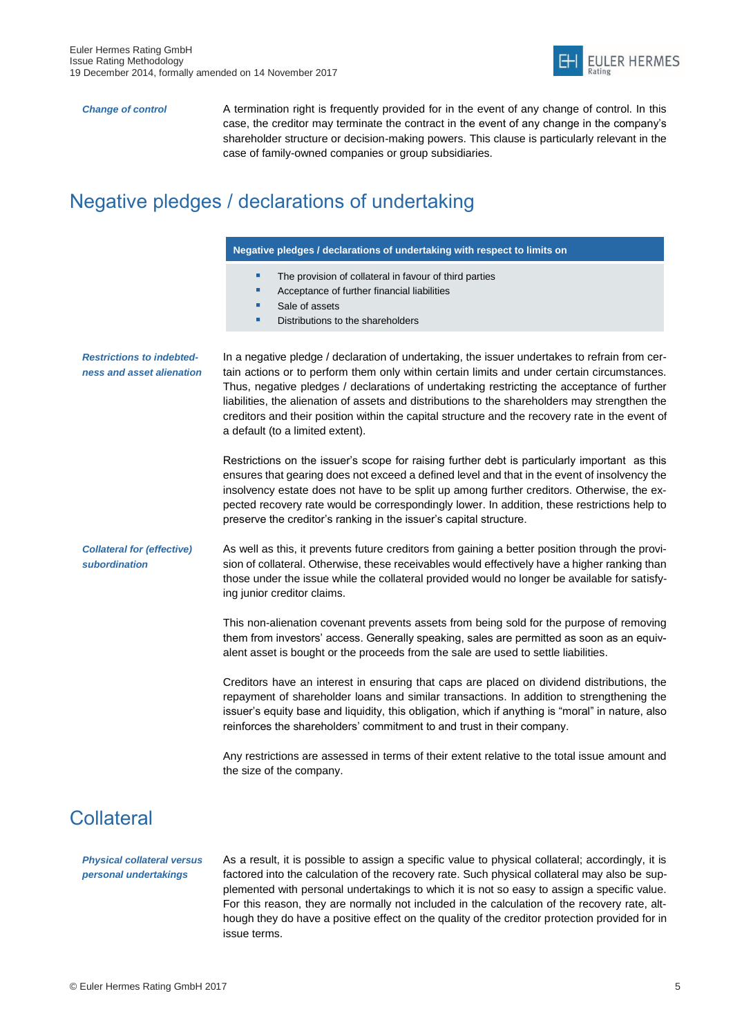***Change of control***

A termination right is frequently provided for in the event of any change of control. In this case, the creditor may terminate the contract in the event of any change in the company's shareholder structure or decision-making powers. This clause is particularly relevant in the case of family-owned companies or group subsidiaries.

# Negative pledges / declarations of undertaking

**Negative pledges / declarations of undertaking with respect to limits on**

- The provision of collateral in favour of third parties
- Acceptance of further financial liabilities
- Sale of assets
- Distributions to the shareholders

***Restrictions to indebtedness and asset alienation***

In a negative pledge / declaration of undertaking, the issuer undertakes to refrain from certain actions or to perform them only within certain limits and under certain circumstances. Thus, negative pledges / declarations of undertaking restricting the acceptance of further liabilities, the alienation of assets and distributions to the shareholders may strengthen the creditors and their position within the capital structure and the recovery rate in the event of a default (to a limited extent).

Restrictions on the issuer's scope for raising further debt is particularly important as this ensures that gearing does not exceed a defined level and that in the event of insolvency the insolvency estate does not have to be split up among further creditors. Otherwise, the expected recovery rate would be correspondingly lower. In addition, these restrictions help to preserve the creditor's ranking in the issuer's capital structure.

***Collateral for (effective) subordination***

As well as this, it prevents future creditors from gaining a better position through the provision of collateral. Otherwise, these receivables would effectively have a higher ranking than those under the issue while the collateral provided would no longer be available for satisfying junior creditor claims.

This non-alienation covenant prevents assets from being sold for the purpose of removing them from investors' access. Generally speaking, sales are permitted as soon as an equivalent asset is bought or the proceeds from the sale are used to settle liabilities.

Creditors have an interest in ensuring that caps are placed on dividend distributions, the repayment of shareholder loans and similar transactions. In addition to strengthening the issuer's equity base and liquidity, this obligation, which if anything is "moral" in nature, also reinforces the shareholders' commitment to and trust in their company.

Any restrictions are assessed in terms of their extent relative to the total issue amount and the size of the company.

# Collateral

***Physical collateral versus personal undertakings***

As a result, it is possible to assign a specific value to physical collateral; accordingly, it is factored into the calculation of the recovery rate. Such physical collateral may also be supplemented with personal undertakings to which it is not so easy to assign a specific value. For this reason, they are normally not included in the calculation of the recovery rate, although they do have a positive effect on the quality of the creditor protection provided for in issue terms.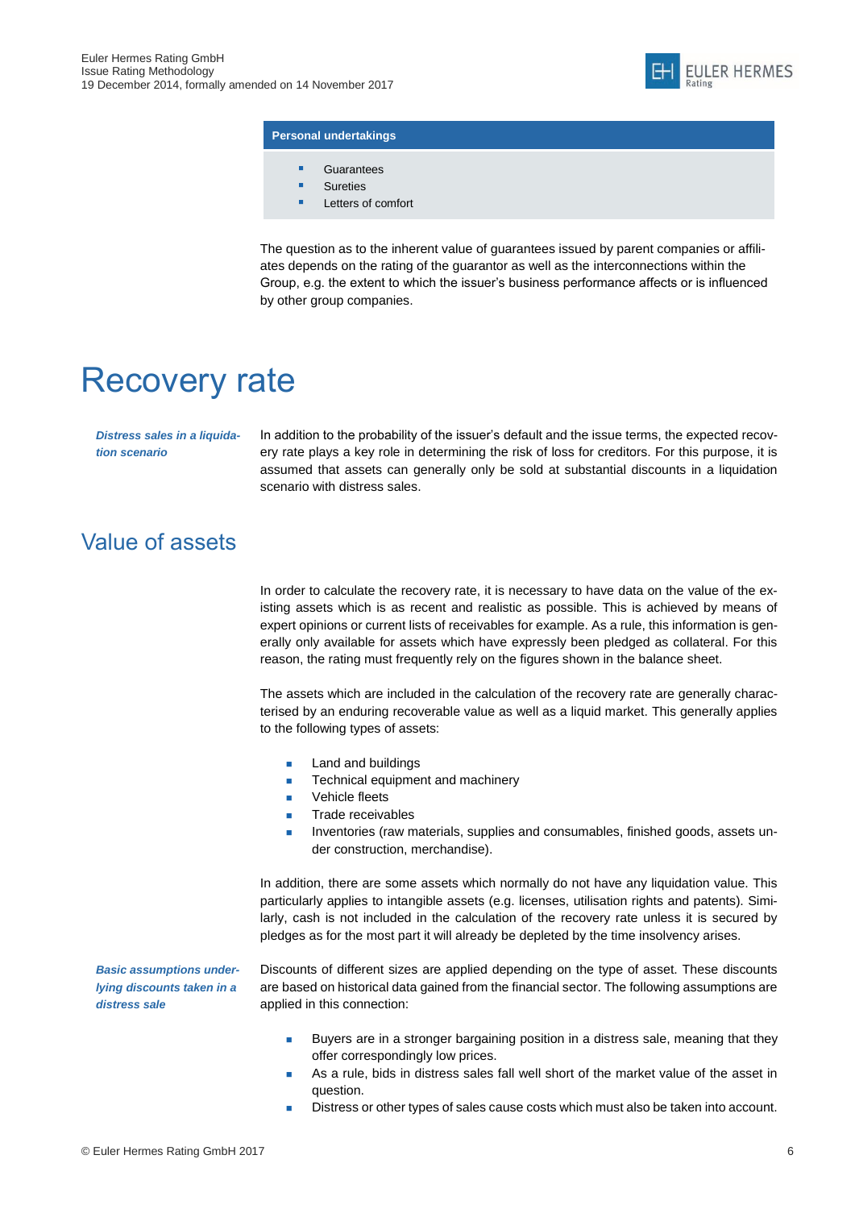**Personal undertakings**

- Guarantees
- Sureties
- Letters of comfort

The question as to the inherent value of guarantees issued by parent companies or affiliates depends on the rating of the guarantor as well as the interconnections within the Group, e.g. the extent to which the issuer's business performance affects or is influenced by other group companies.

# Recovery rate

***Distress sales in a liquidation scenario***

In addition to the probability of the issuer's default and the issue terms, the expected recovery rate plays a key role in determining the risk of loss for creditors. For this purpose, it is assumed that assets can generally only be sold at substantial discounts in a liquidation scenario with distress sales.

## Value of assets

In order to calculate the recovery rate, it is necessary to have data on the value of the existing assets which is as recent and realistic as possible. This is achieved by means of expert opinions or current lists of receivables for example. As a rule, this information is generally only available for assets which have expressly been pledged as collateral. For this reason, the rating must frequently rely on the figures shown in the balance sheet.

The assets which are included in the calculation of the recovery rate are generally characterised by an enduring recoverable value as well as a liquid market. This generally applies to the following types of assets:

- Land and buildings
- Technical equipment and machinery
- Vehicle fleets
- Trade receivables
- Inventories (raw materials, supplies and consumables, finished goods, assets under construction, merchandise).

In addition, there are some assets which normally do not have any liquidation value. This particularly applies to intangible assets (e.g. licenses, utilisation rights and patents). Similarly, cash is not included in the calculation of the recovery rate unless it is secured by pledges as for the most part it will already be depleted by the time insolvency arises.

***Basic assumptions underlying discounts taken in a distress sale***

Discounts of different sizes are applied depending on the type of asset. These discounts are based on historical data gained from the financial sector. The following assumptions are applied in this connection:

- Buyers are in a stronger bargaining position in a distress sale, meaning that they offer correspondingly low prices.
- As a rule, bids in distress sales fall well short of the market value of the asset in question.
- Distress or other types of sales cause costs which must also be taken into account.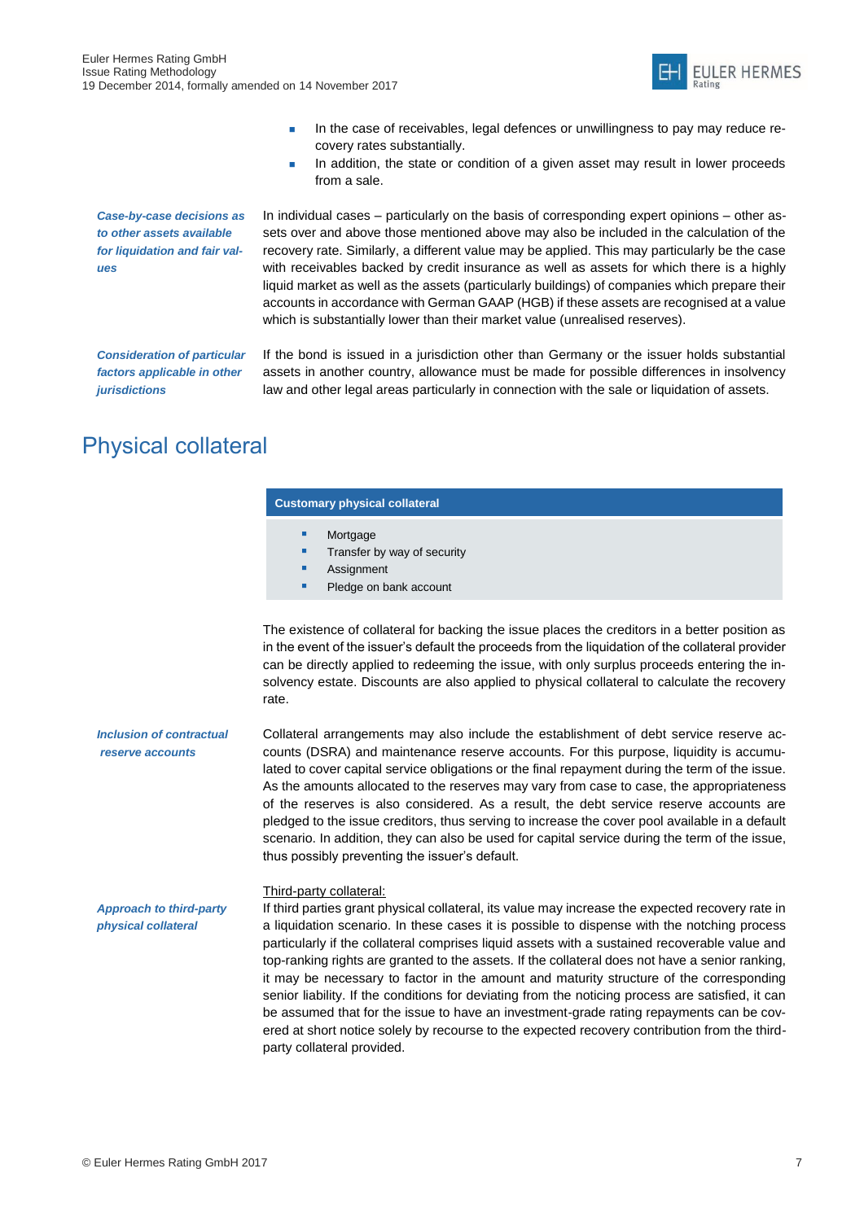- In the case of receivables, legal defences or unwillingness to pay may reduce recovery rates substantially.
- In addition, the state or condition of a given asset may result in lower proceeds from a sale.

***Case-by-case decisions as to other assets available for liquidation and fair values***

In individual cases – particularly on the basis of corresponding expert opinions – other assets over and above those mentioned above may also be included in the calculation of the recovery rate. Similarly, a different value may be applied. This may particularly be the case with receivables backed by credit insurance as well as assets for which there is a highly liquid market as well as the assets (particularly buildings) of companies which prepare their accounts in accordance with German GAAP (HGB) if these assets are recognised at a value which is substantially lower than their market value (unrealised reserves).

***Consideration of particular factors applicable in other jurisdictions***

If the bond is issued in a jurisdiction other than Germany or the issuer holds substantial assets in another country, allowance must be made for possible differences in insolvency law and other legal areas particularly in connection with the sale or liquidation of assets.

# Physical collateral

| **Customary physical collateral** |
|---|
| - Mortgage<br>- Transfer by way of security<br>- Assignment<br>- Pledge on bank account |

The existence of collateral for backing the issue places the creditors in a better position as in the event of the issuer's default the proceeds from the liquidation of the collateral provider can be directly applied to redeeming the issue, with only surplus proceeds entering the insolvency estate. Discounts are also applied to physical collateral to calculate the recovery rate.

***Inclusion of contractual reserve accounts***

Collateral arrangements may also include the establishment of debt service reserve accounts (DSRA) and maintenance reserve accounts. For this purpose, liquidity is accumulated to cover capital service obligations or the final repayment during the term of the issue. As the amounts allocated to the reserves may vary from case to case, the appropriateness of the reserves is also considered. As a result, the debt service reserve accounts are pledged to the issue creditors, thus serving to increase the cover pool available in a default scenario. In addition, they can also be used for capital service during the term of the issue, thus possibly preventing the issuer's default.

***Approach to third-party physical collateral***

Third-party collateral:

If third parties grant physical collateral, its value may increase the expected recovery rate in a liquidation scenario. In these cases it is possible to dispense with the notching process particularly if the collateral comprises liquid assets with a sustained recoverable value and top-ranking rights are granted to the assets. If the collateral does not have a senior ranking, it may be necessary to factor in the amount and maturity structure of the corresponding senior liability. If the conditions for deviating from the noticing process are satisfied, it can be assumed that for the issue to have an investment-grade rating repayments can be covered at short notice solely by recourse to the expected recovery contribution from the third-party collateral provided.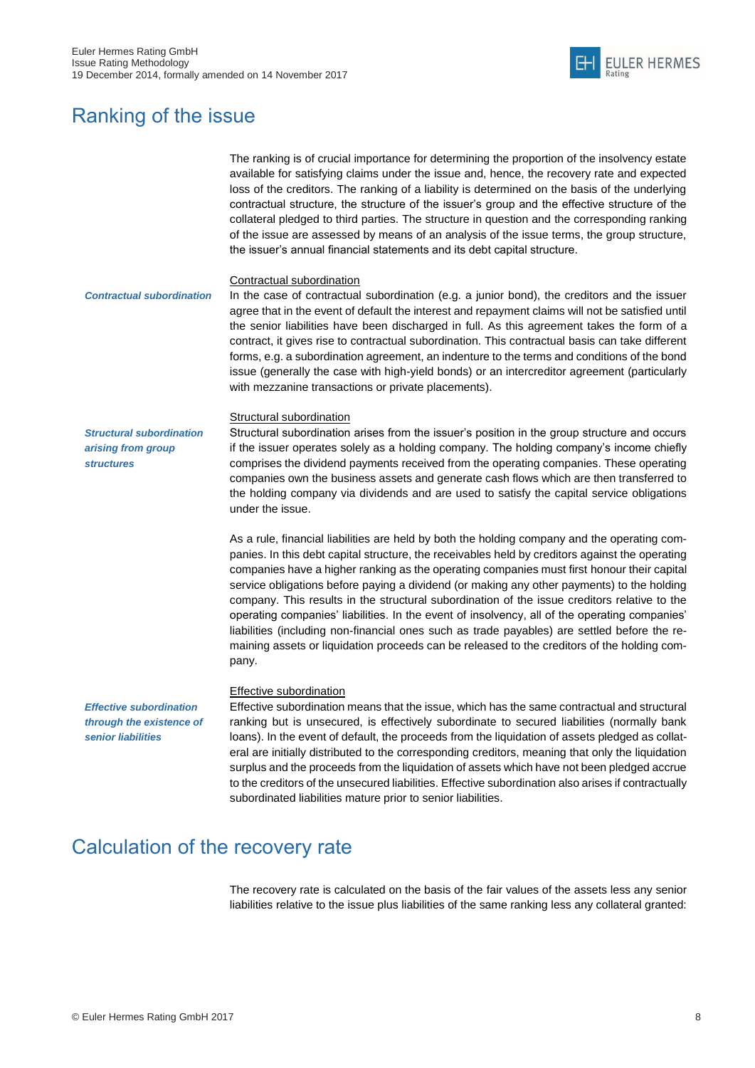# Ranking of the issue

The ranking is of crucial importance for determining the proportion of the insolvency estate available for satisfying claims under the issue and, hence, the recovery rate and expected loss of the creditors. The ranking of a liability is determined on the basis of the underlying contractual structure, the structure of the issuer's group and the effective structure of the collateral pledged to third parties. The structure in question and the corresponding ranking of the issue are assessed by means of an analysis of the issue terms, the group structure, the issuer's annual financial statements and its debt capital structure.

### Contractual subordination

***Contractual subordination***

In the case of contractual subordination (e.g. a junior bond), the creditors and the issuer agree that in the event of default the interest and repayment claims will not be satisfied until the senior liabilities have been discharged in full. As this agreement takes the form of a contract, it gives rise to contractual subordination. This contractual basis can take different forms, e.g. a subordination agreement, an indenture to the terms and conditions of the bond issue (generally the case with high-yield bonds) or an intercreditor agreement (particularly with mezzanine transactions or private placements).

### Structural subordination

***Structural subordination arising from group structures***

Structural subordination arises from the issuer's position in the group structure and occurs if the issuer operates solely as a holding company. The holding company's income chiefly comprises the dividend payments received from the operating companies. These operating companies own the business assets and generate cash flows which are then transferred to the holding company via dividends and are used to satisfy the capital service obligations under the issue.

As a rule, financial liabilities are held by both the holding company and the operating companies. In this debt capital structure, the receivables held by creditors against the operating companies have a higher ranking as the operating companies must first honour their capital service obligations before paying a dividend (or making any other payments) to the holding company. This results in the structural subordination of the issue creditors relative to the operating companies' liabilities. In the event of insolvency, all of the operating companies' liabilities (including non-financial ones such as trade payables) are settled before the remaining assets or liquidation proceeds can be released to the creditors of the holding company.

### Effective subordination

***Effective subordination through the existence of senior liabilities***

Effective subordination means that the issue, which has the same contractual and structural ranking but is unsecured, is effectively subordinate to secured liabilities (normally bank loans). In the event of default, the proceeds from the liquidation of assets pledged as collateral are initially distributed to the corresponding creditors, meaning that only the liquidation surplus and the proceeds from the liquidation of assets which have not been pledged accrue to the creditors of the unsecured liabilities. Effective subordination also arises if contractually subordinated liabilities mature prior to senior liabilities.

# Calculation of the recovery rate

The recovery rate is calculated on the basis of the fair values of the assets less any senior liabilities relative to the issue plus liabilities of the same ranking less any collateral granted: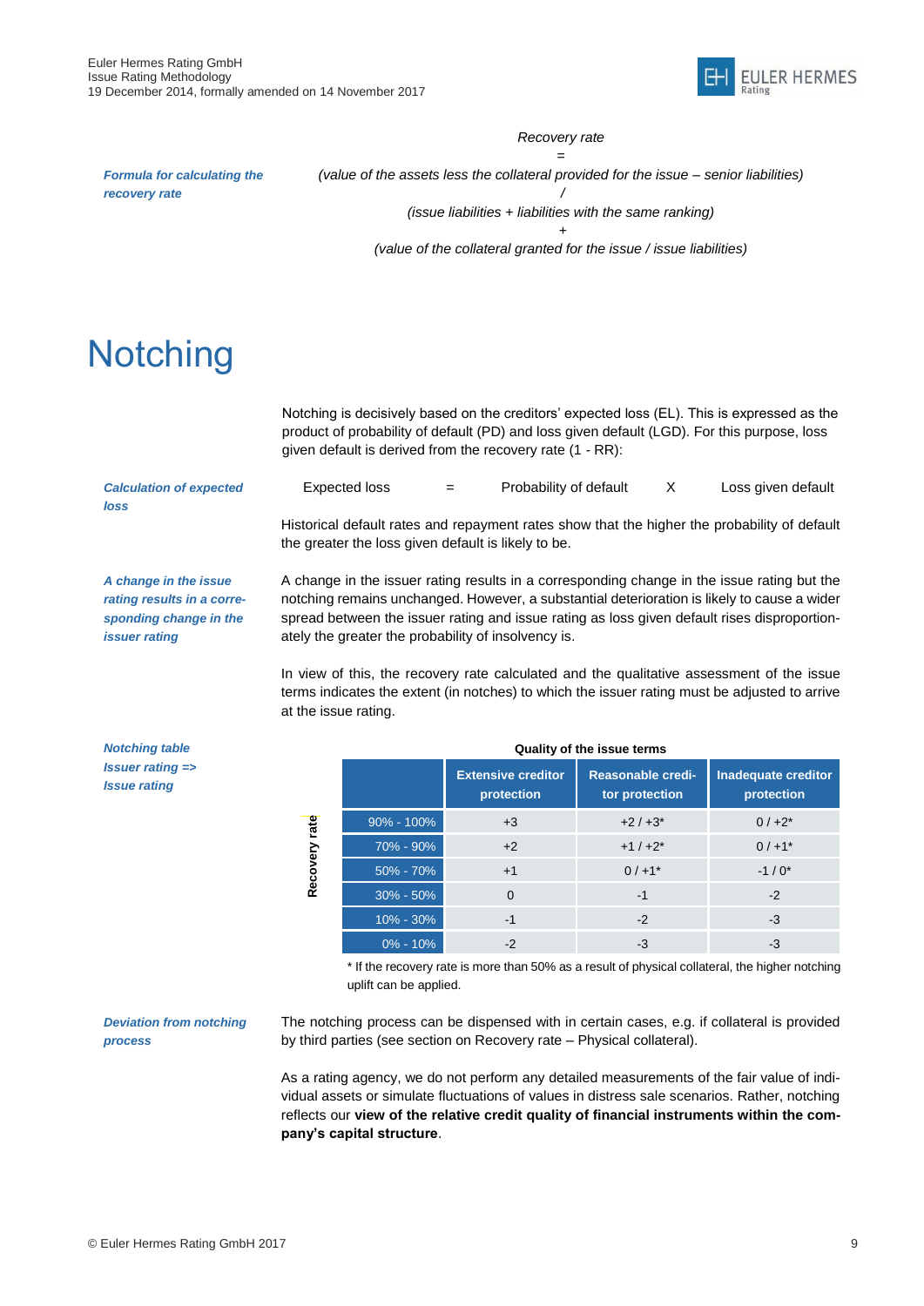*Formula for calculating the recovery rate*

*Recovery rate*

*=*

*(value of the assets less the collateral provided for the issue – senior liabilities)*

*/*

*(issue liabilities + liabilities with the same ranking)*

*+*

*(value of the collateral granted for the issue / issue liabilities)*

# Notching

Notching is decisively based on the creditors' expected loss (EL). This is expressed as the product of probability of default (PD) and loss given default (LGD). For this purpose, loss given default is derived from the recovery rate (1 - RR):

*Calculation of expected loss*

Expected loss = Probability of default X Loss given default

Historical default rates and repayment rates show that the higher the probability of default the greater the loss given default is likely to be.

*A change in the issue rating results in a corresponding change in the issuer rating*

A change in the issuer rating results in a corresponding change in the issue rating but the notching remains unchanged. However, a substantial deterioration is likely to cause a wider spread between the issuer rating and issue rating as loss given default rises disproportionately the greater the probability of insolvency is.

In view of this, the recovery rate calculated and the qualitative assessment of the issue terms indicates the extent (in notches) to which the issuer rating must be adjusted to arrive at the issue rating.

*Notching table Issuer rating => Issue rating*

**Quality of the issue terms**

| Recovery rate | Extensive creditor protection | Reasonable creditor protection | Inadequate creditor protection |
|---|---|---|---|
| 90% - 100% | +3 | +2 / +3* | 0 / +2* |
| 70% - 90% | +2 | +1 / +2* | 0 / +1* |
| 50% - 70% | +1 | 0 / +1* | -1 / 0* |
| 30% - 50% | 0 | -1 | -2 |
| 10% - 30% | -1 | -2 | -3 |
| 0% - 10% | -2 | -3 | -3 |

* If the recovery rate is more than 50% as a result of physical collateral, the higher notching uplift can be applied.

*Deviation from notching process*

The notching process can be dispensed with in certain cases, e.g. if collateral is provided by third parties (see section on Recovery rate – Physical collateral).

As a rating agency, we do not perform any detailed measurements of the fair value of individual assets or simulate fluctuations of values in distress sale scenarios. Rather, notching reflects our **view of the relative credit quality of financial instruments within the company's capital structure**.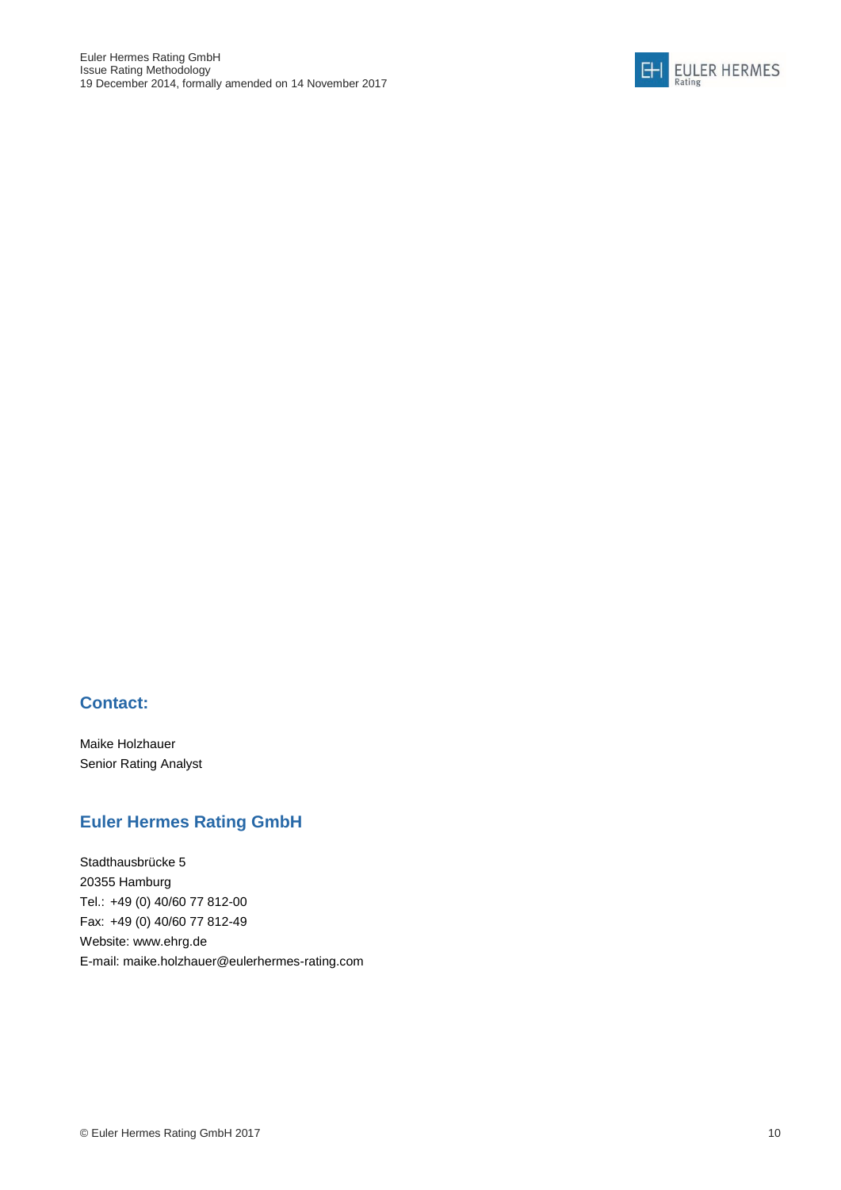## Contact:

Maike Holzhauer
Senior Rating Analyst

## Euler Hermes Rating GmbH

Stadthausbrücke 5
20355 Hamburg
Tel.: +49 (0) 40/60 77 812-00
Fax: +49 (0) 40/60 77 812-49
Website: www.ehrg.de
E-mail: maike.holzhauer@eulerhermes-rating.com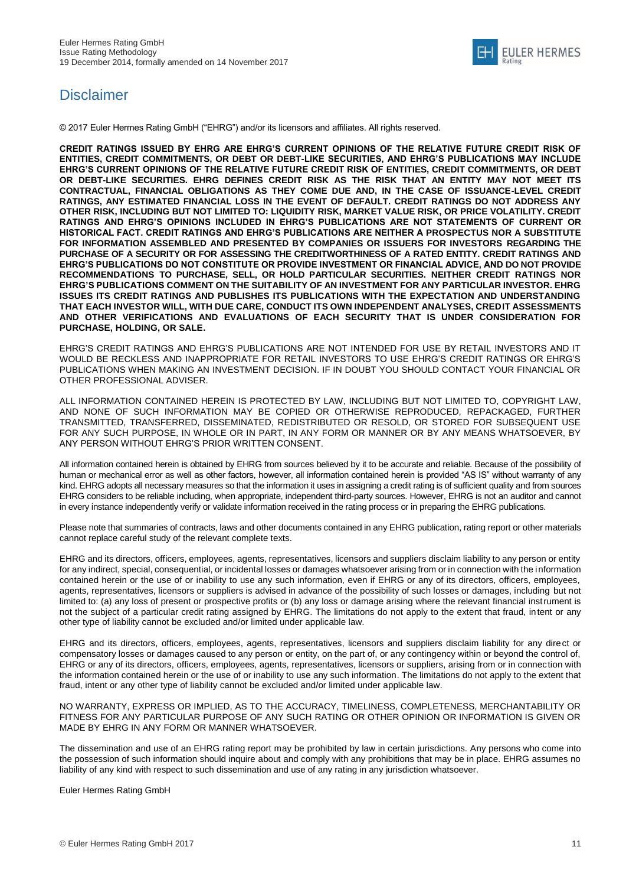# Disclaimer

© 2017 Euler Hermes Rating GmbH ("EHRG") and/or its licensors and affiliates. All rights reserved.

**CREDIT RATINGS ISSUED BY EHRG ARE EHRG'S CURRENT OPINIONS OF THE RELATIVE FUTURE CREDIT RISK OF ENTITIES, CREDIT COMMITMENTS, OR DEBT OR DEBT-LIKE SECURITIES, AND EHRG'S PUBLICATIONS MAY INCLUDE EHRG'S CURRENT OPINIONS OF THE RELATIVE FUTURE CREDIT RISK OF ENTITIES, CREDIT COMMITMENTS, OR DEBT OR DEBT-LIKE SECURITIES. EHRG DEFINES CREDIT RISK AS THE RISK THAT AN ENTITY MAY NOT MEET ITS CONTRACTUAL, FINANCIAL OBLIGATIONS AS THEY COME DUE AND, IN THE CASE OF ISSUANCE-LEVEL CREDIT RATINGS, ANY ESTIMATED FINANCIAL LOSS IN THE EVENT OF DEFAULT. CREDIT RATINGS DO NOT ADDRESS ANY OTHER RISK, INCLUDING BUT NOT LIMITED TO: LIQUIDITY RISK, MARKET VALUE RISK, OR PRICE VOLATILITY. CREDIT RATINGS AND EHRG'S OPINIONS INCLUDED IN EHRG'S PUBLICATIONS ARE NOT STATEMENTS OF CURRENT OR HISTORICAL FACT. CREDIT RATINGS AND EHRG'S PUBLICATIONS ARE NEITHER A PROSPECTUS NOR A SUBSTITUTE FOR INFORMATION ASSEMBLED AND PRESENTED BY COMPANIES OR ISSUERS FOR INVESTORS REGARDING THE PURCHASE OF A SECURITY OR FOR ASSESSING THE CREDITWORTHINESS OF A RATED ENTITY. CREDIT RATINGS AND EHRG'S PUBLICATIONS DO NOT CONSTITUTE OR PROVIDE INVESTMENT OR FINANCIAL ADVICE, AND DO NOT PROVIDE RECOMMENDATIONS TO PURCHASE, SELL, OR HOLD PARTICULAR SECURITIES. NEITHER CREDIT RATINGS NOR EHRG'S PUBLICATIONS COMMENT ON THE SUITABILITY OF AN INVESTMENT FOR ANY PARTICULAR INVESTOR. EHRG ISSUES ITS CREDIT RATINGS AND PUBLISHES ITS PUBLICATIONS WITH THE EXPECTATION AND UNDERSTANDING THAT EACH INVESTOR WILL, WITH DUE CARE, CONDUCT ITS OWN INDEPENDENT ANALYSES, CREDIT ASSESSMENTS AND OTHER VERIFICATIONS AND EVALUATIONS OF EACH SECURITY THAT IS UNDER CONSIDERATION FOR PURCHASE, HOLDING, OR SALE.**

EHRG'S CREDIT RATINGS AND EHRG'S PUBLICATIONS ARE NOT INTENDED FOR USE BY RETAIL INVESTORS AND IT WOULD BE RECKLESS AND INAPPROPRIATE FOR RETAIL INVESTORS TO USE EHRG'S CREDIT RATINGS OR EHRG'S PUBLICATIONS WHEN MAKING AN INVESTMENT DECISION. IF IN DOUBT YOU SHOULD CONTACT YOUR FINANCIAL OR OTHER PROFESSIONAL ADVISER.

ALL INFORMATION CONTAINED HEREIN IS PROTECTED BY LAW, INCLUDING BUT NOT LIMITED TO, COPYRIGHT LAW, AND NONE OF SUCH INFORMATION MAY BE COPIED OR OTHERWISE REPRODUCED, REPACKAGED, FURTHER TRANSMITTED, TRANSFERRED, DISSEMINATED, REDISTRIBUTED OR RESOLD, OR STORED FOR SUBSEQUENT USE FOR ANY SUCH PURPOSE, IN WHOLE OR IN PART, IN ANY FORM OR MANNER OR BY ANY MEANS WHATSOEVER, BY ANY PERSON WITHOUT EHRG'S PRIOR WRITTEN CONSENT.

All information contained herein is obtained by EHRG from sources believed by it to be accurate and reliable. Because of the possibility of human or mechanical error as well as other factors, however, all information contained herein is provided "AS IS" without warranty of any kind. EHRG adopts all necessary measures so that the information it uses in assigning a credit rating is of sufficient quality and from sources EHRG considers to be reliable including, when appropriate, independent third-party sources. However, EHRG is not an auditor and cannot in every instance independently verify or validate information received in the rating process or in preparing the EHRG publications.

Please note that summaries of contracts, laws and other documents contained in any EHRG publication, rating report or other materials cannot replace careful study of the relevant complete texts.

EHRG and its directors, officers, employees, agents, representatives, licensors and suppliers disclaim liability to any person or entity for any indirect, special, consequential, or incidental losses or damages whatsoever arising from or in connection with the information contained herein or the use of or inability to use any such information, even if EHRG or any of its directors, officers, employees, agents, representatives, licensors or suppliers is advised in advance of the possibility of such losses or damages, including but not limited to: (a) any loss of present or prospective profits or (b) any loss or damage arising where the relevant financial instrument is not the subject of a particular credit rating assigned by EHRG. The limitations do not apply to the extent that fraud, intent or any other type of liability cannot be excluded and/or limited under applicable law.

EHRG and its directors, officers, employees, agents, representatives, licensors and suppliers disclaim liability for any direct or compensatory losses or damages caused to any person or entity, on the part of, or any contingency within or beyond the control of, EHRG or any of its directors, officers, employees, agents, representatives, licensors or suppliers, arising from or in connection with the information contained herein or the use of or inability to use any such information. The limitations do not apply to the extent that fraud, intent or any other type of liability cannot be excluded and/or limited under applicable law.

NO WARRANTY, EXPRESS OR IMPLIED, AS TO THE ACCURACY, TIMELINESS, COMPLETENESS, MERCHANTABILITY OR FITNESS FOR ANY PARTICULAR PURPOSE OF ANY SUCH RATING OR OTHER OPINION OR INFORMATION IS GIVEN OR MADE BY EHRG IN ANY FORM OR MANNER WHATSOEVER.

The dissemination and use of an EHRG rating report may be prohibited by law in certain jurisdictions. Any persons who come into the possession of such information should inquire about and comply with any prohibitions that may be in place. EHRG assumes no liability of any kind with respect to such dissemination and use of any rating in any jurisdiction whatsoever.

Euler Hermes Rating GmbH